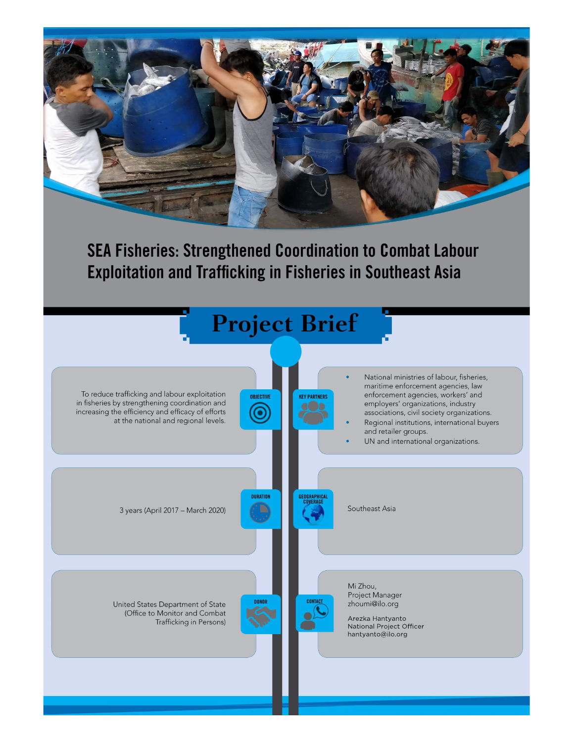# SEA Fisheries: Strengthened Coordination to Combat Labour Exploitation and Trafficking in Fisheries in Southeast Asia

## Project Brief

**OBJECTIVE**

To reduce trafficking and labour exploitation in fisheries by strengthening coordination and increasing the efficiency and efficacy of efforts at the national and regional levels.

**KEY PARTNERS**

- National ministries of labour, fisheries, maritime enforcement agencies, law enforcement agencies, workers' and employers' organizations, industry associations, civil society organizations.
- Regional institutions, international buyers and retailer groups.
- UN and international organizations.

**DURATION**

3 years (April 2017 – March 2020)

**GEOGRAPHICAL COVERAGE**

Southeast Asia

**DONOR**

United States Department of State (Office to Monitor and Combat Trafficking in Persons)

**CONTACT**

Mi Zhou,
Project Manager
zhoumi@ilo.org

Arezka Hantyanto
National Project Officer
hantyanto@ilo.org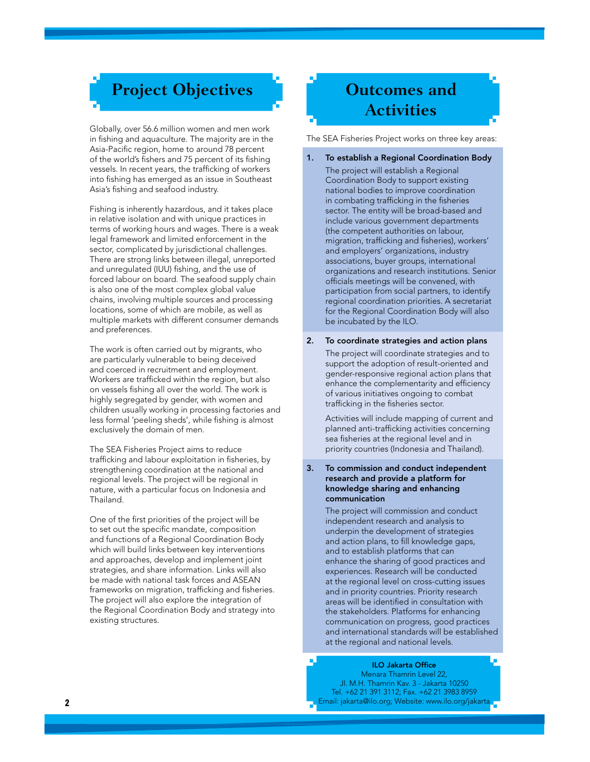## Project Objectives

Globally, over 56.6 million women and men work in fishing and aquaculture. The majority are in the Asia-Pacific region, home to around 78 percent of the world's fishers and 75 percent of its fishing vessels. In recent years, the trafficking of workers into fishing has emerged as an issue in Southeast Asia's fishing and seafood industry.

Fishing is inherently hazardous, and it takes place in relative isolation and with unique practices in terms of working hours and wages. There is a weak legal framework and limited enforcement in the sector, complicated by jurisdictional challenges. There are strong links between illegal, unreported and unregulated (IUU) fishing, and the use of forced labour on board. The seafood supply chain is also one of the most complex global value chains, involving multiple sources and processing locations, some of which are mobile, as well as multiple markets with different consumer demands and preferences.

The work is often carried out by migrants, who are particularly vulnerable to being deceived and coerced in recruitment and employment. Workers are trafficked within the region, but also on vessels fishing all over the world. The work is highly segregated by gender, with women and children usually working in processing factories and less formal 'peeling sheds', while fishing is almost exclusively the domain of men.

The SEA Fisheries Project aims to reduce trafficking and labour exploitation in fisheries, by strengthening coordination at the national and regional levels. The project will be regional in nature, with a particular focus on Indonesia and Thailand.

One of the first priorities of the project will be to set out the specific mandate, composition and functions of a Regional Coordination Body which will build links between key interventions and approaches, develop and implement joint strategies, and share information. Links will also be made with national task forces and ASEAN frameworks on migration, trafficking and fisheries. The project will also explore the integration of the Regional Coordination Body and strategy into existing structures.

## Outcomes and Activities

The SEA Fisheries Project works on three key areas:

1. **To establish a Regional Coordination Body**

   The project will establish a Regional Coordination Body to support existing national bodies to improve coordination in combating trafficking in the fisheries sector. The entity will be broad-based and include various government departments (the competent authorities on labour, migration, trafficking and fisheries), workers' and employers' organizations, industry associations, buyer groups, international organizations and research institutions. Senior officials meetings will be convened, with participation from social partners, to identify regional coordination priorities. A secretariat for the Regional Coordination Body will also be incubated by the ILO.

2. **To coordinate strategies and action plans**

   The project will coordinate strategies and to support the adoption of result-oriented and gender-responsive regional action plans that enhance the complementarity and efficiency of various initiatives ongoing to combat trafficking in the fisheries sector.

   Activities will include mapping of current and planned anti-trafficking activities concerning sea fisheries at the regional level and in priority countries (Indonesia and Thailand).

3. **To commission and conduct independent research and provide a platform for knowledge sharing and enhancing communication**

   The project will commission and conduct independent research and analysis to underpin the development of strategies and action plans, to fill knowledge gaps, and to establish platforms that can enhance the sharing of good practices and experiences. Research will be conducted at the regional level on cross-cutting issues and in priority countries. Priority research areas will be identified in consultation with the stakeholders. Platforms for enhancing communication on progress, good practices and international standards will be established at the regional and national levels.

**ILO Jakarta Office**
Menara Thamrin Level 22,
Jl. M.H. Thamrin Kav. 3 - Jakarta 10250
Tel. +62 21 391 3112; Fax. +62 21 3983 8959
Email: jakarta@ilo.org; Website: www.ilo.org/jakarta